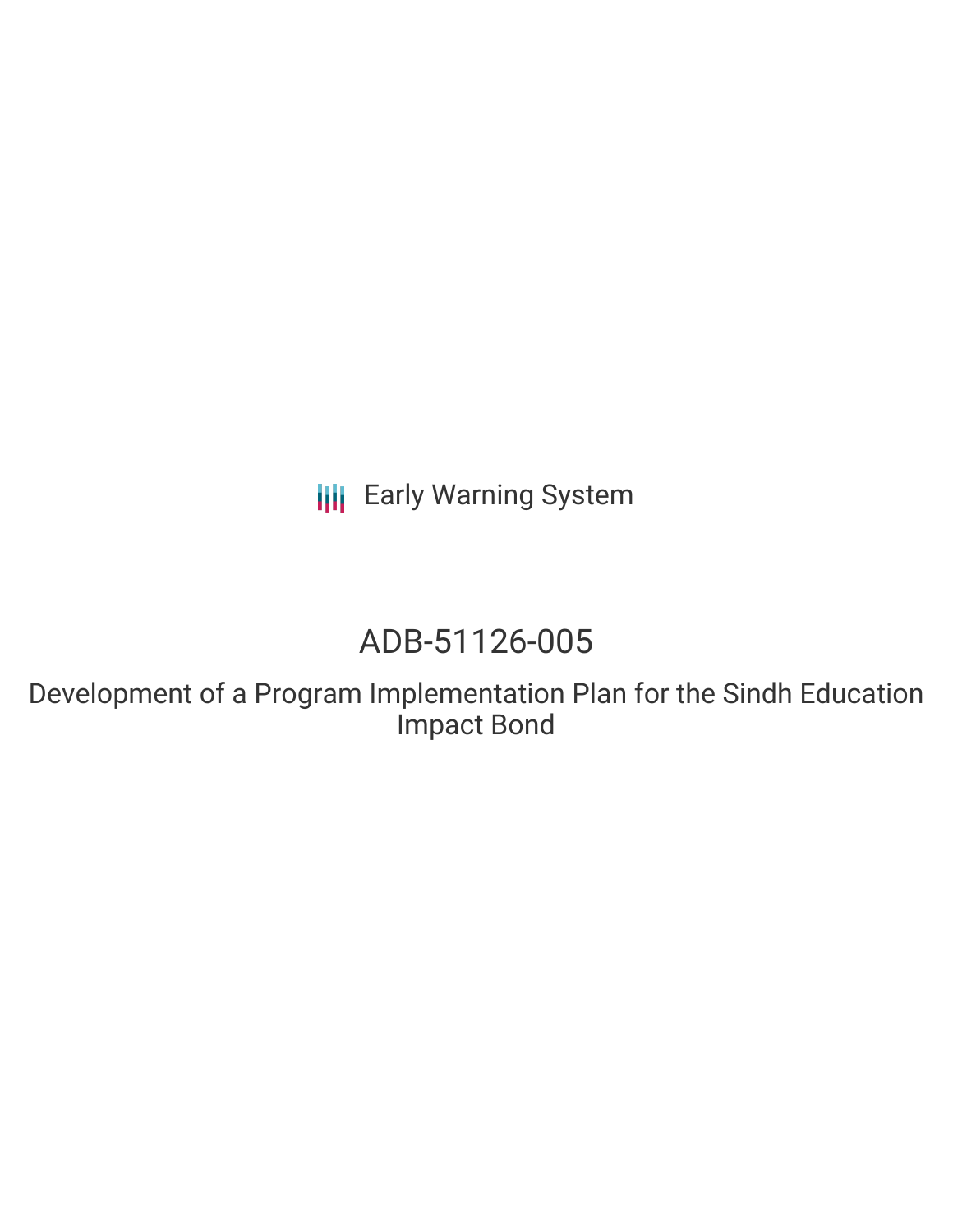Early Warning System

# ADB-51126-005

## Development of a Program Implementation Plan for the Sindh Education Impact Bond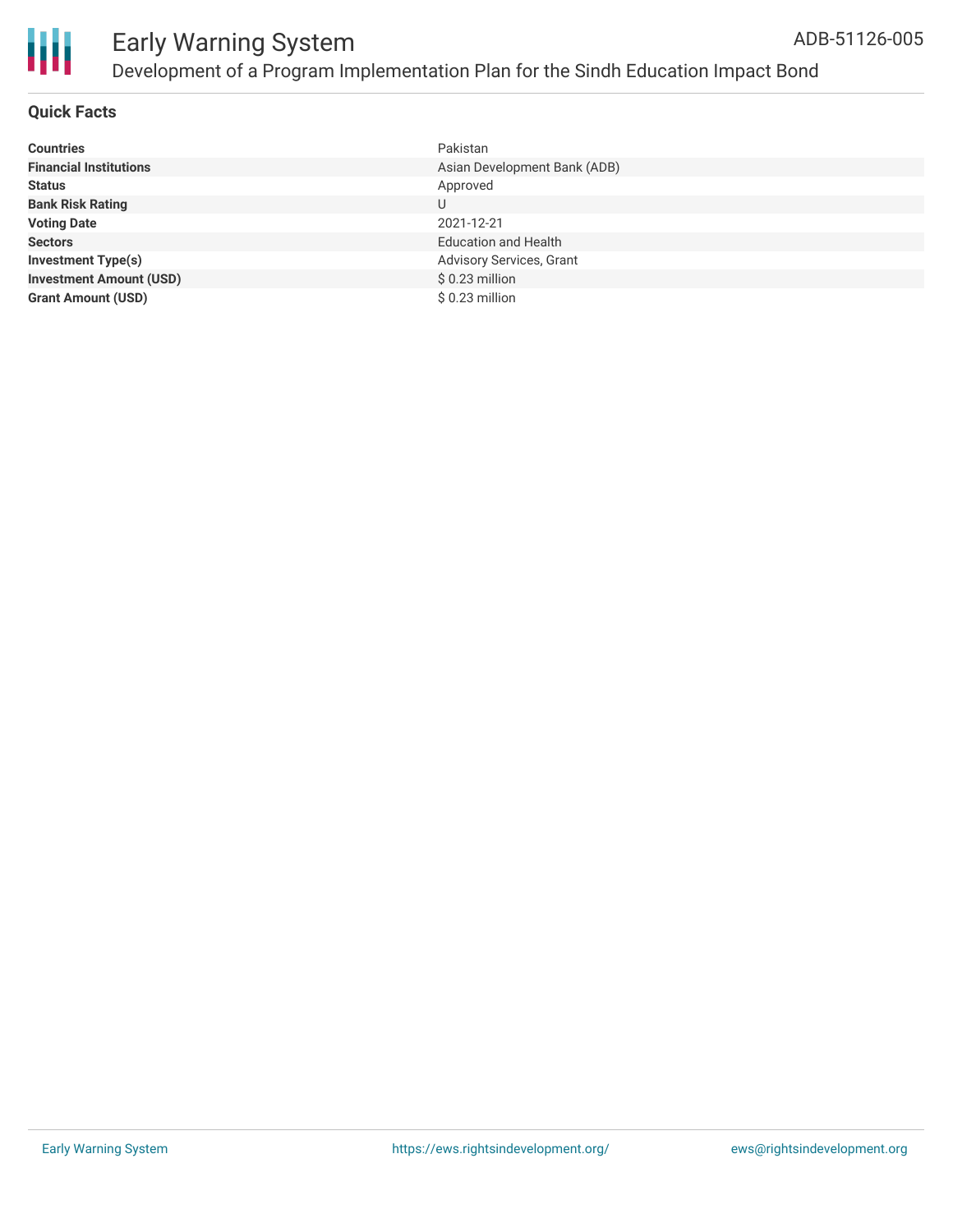# Early Warning System

## Development of a Program Implementation Plan for the Sindh Education Impact Bond

ADB-51126-005

### Quick Facts

| | |
|---|---|
| **Countries** | Pakistan |
| **Financial Institutions** | Asian Development Bank (ADB) |
| **Status** | Approved |
| **Bank Risk Rating** | U |
| **Voting Date** | 2021-12-21 |
| **Sectors** | Education and Health |
| **Investment Type(s)** | Advisory Services, Grant |
| **Investment Amount (USD)** | $ 0.23 million |
| **Grant Amount (USD)** | $ 0.23 million |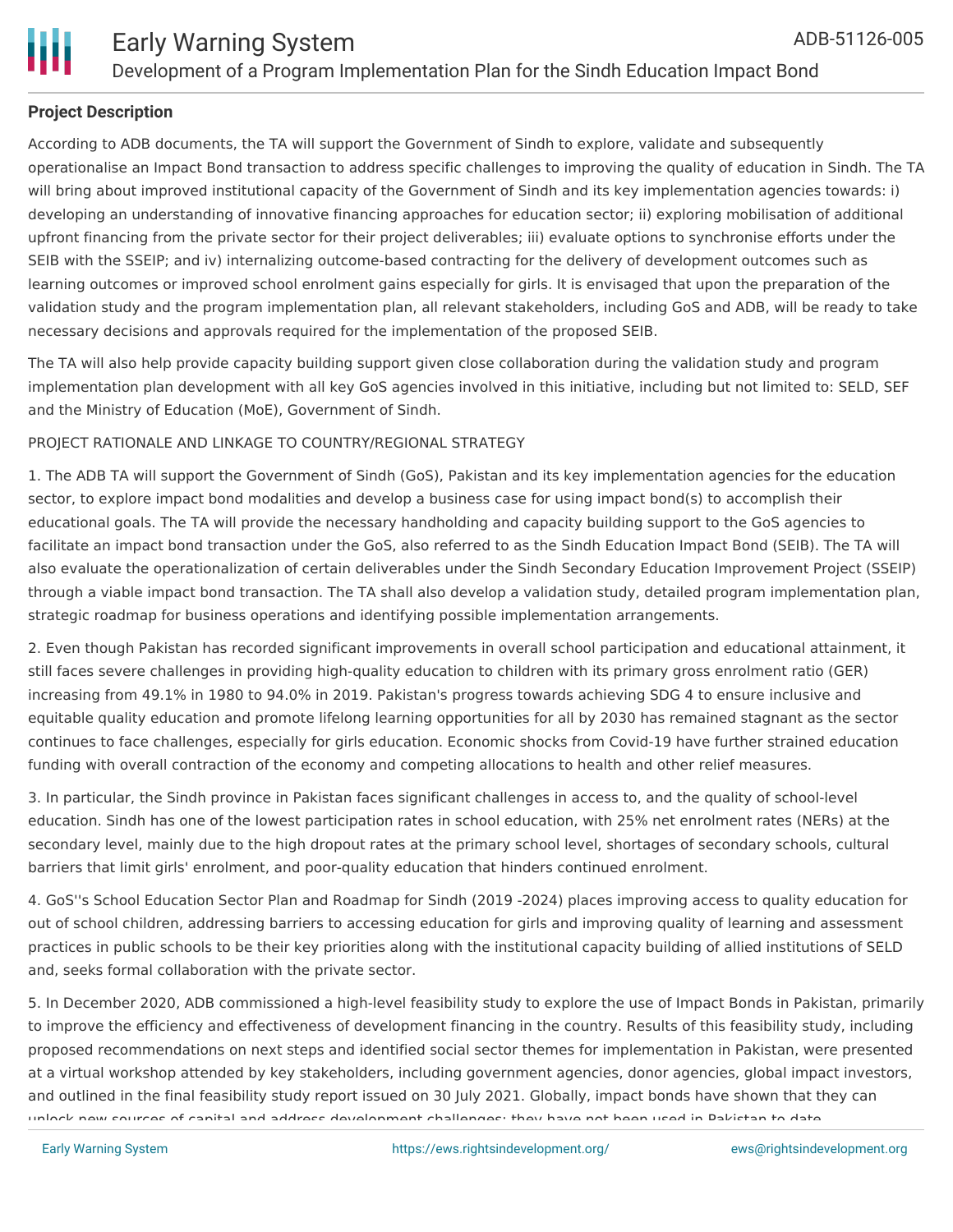## Project Description

According to ADB documents, the TA will support the Government of Sindh to explore, validate and subsequently operationalise an Impact Bond transaction to address specific challenges to improving the quality of education in Sindh. The TA will bring about improved institutional capacity of the Government of Sindh and its key implementation agencies towards: i) developing an understanding of innovative financing approaches for education sector; ii) exploring mobilisation of additional upfront financing from the private sector for their project deliverables; iii) evaluate options to synchronise efforts under the SEIB with the SSEIP; and iv) internalizing outcome-based contracting for the delivery of development outcomes such as learning outcomes or improved school enrolment gains especially for girls. It is envisaged that upon the preparation of the validation study and the program implementation plan, all relevant stakeholders, including GoS and ADB, will be ready to take necessary decisions and approvals required for the implementation of the proposed SEIB.

The TA will also help provide capacity building support given close collaboration during the validation study and program implementation plan development with all key GoS agencies involved in this initiative, including but not limited to: SELD, SEF and the Ministry of Education (MoE), Government of Sindh.

PROJECT RATIONALE AND LINKAGE TO COUNTRY/REGIONAL STRATEGY

1. The ADB TA will support the Government of Sindh (GoS), Pakistan and its key implementation agencies for the education sector, to explore impact bond modalities and develop a business case for using impact bond(s) to accomplish their educational goals. The TA will provide the necessary handholding and capacity building support to the GoS agencies to facilitate an impact bond transaction under the GoS, also referred to as the Sindh Education Impact Bond (SEIB). The TA will also evaluate the operationalization of certain deliverables under the Sindh Secondary Education Improvement Project (SSEIP) through a viable impact bond transaction. The TA shall also develop a validation study, detailed program implementation plan, strategic roadmap for business operations and identifying possible implementation arrangements.

2. Even though Pakistan has recorded significant improvements in overall school participation and educational attainment, it still faces severe challenges in providing high-quality education to children with its primary gross enrolment ratio (GER) increasing from 49.1% in 1980 to 94.0% in 2019. Pakistan's progress towards achieving SDG 4 to ensure inclusive and equitable quality education and promote lifelong learning opportunities for all by 2030 has remained stagnant as the sector continues to face challenges, especially for girls education. Economic shocks from Covid-19 have further strained education funding with overall contraction of the economy and competing allocations to health and other relief measures.

3. In particular, the Sindh province in Pakistan faces significant challenges in access to, and the quality of school-level education. Sindh has one of the lowest participation rates in school education, with 25% net enrolment rates (NERs) at the secondary level, mainly due to the high dropout rates at the primary school level, shortages of secondary schools, cultural barriers that limit girls' enrolment, and poor-quality education that hinders continued enrolment.

4. GoS''s School Education Sector Plan and Roadmap for Sindh (2019 -2024) places improving access to quality education for out of school children, addressing barriers to accessing education for girls and improving quality of learning and assessment practices in public schools to be their key priorities along with the institutional capacity building of allied institutions of SELD and, seeks formal collaboration with the private sector.

5. In December 2020, ADB commissioned a high-level feasibility study to explore the use of Impact Bonds in Pakistan, primarily to improve the efficiency and effectiveness of development financing in the country. Results of this feasibility study, including proposed recommendations on next steps and identified social sector themes for implementation in Pakistan, were presented at a virtual workshop attended by key stakeholders, including government agencies, donor agencies, global impact investors, and outlined in the final feasibility study report issued on 30 July 2021. Globally, impact bonds have shown that they can unlock new sources of capital and address development challenges; they have not been used in Pakistan to date.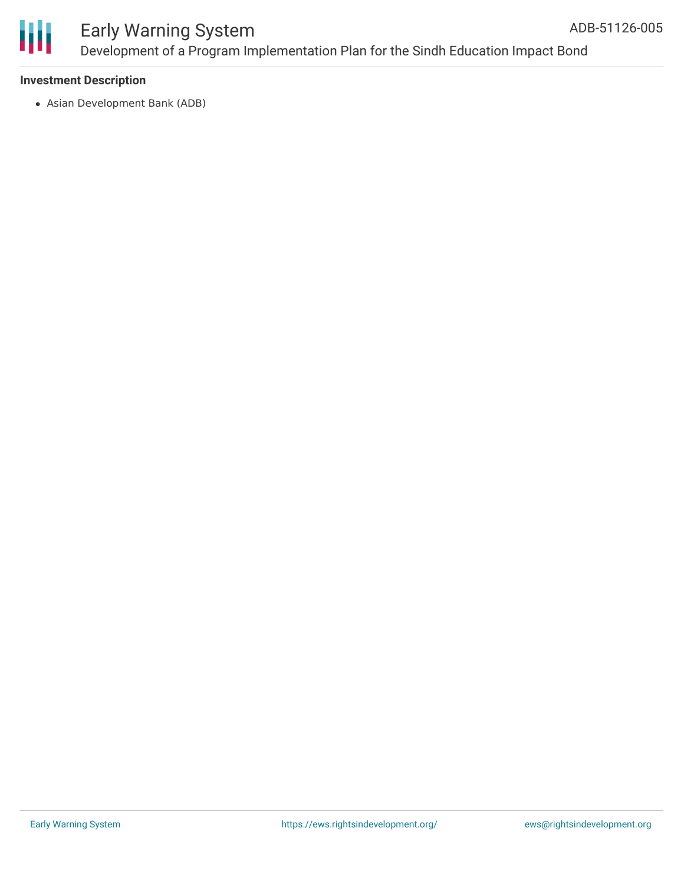## Investment Description

- Asian Development Bank (ADB)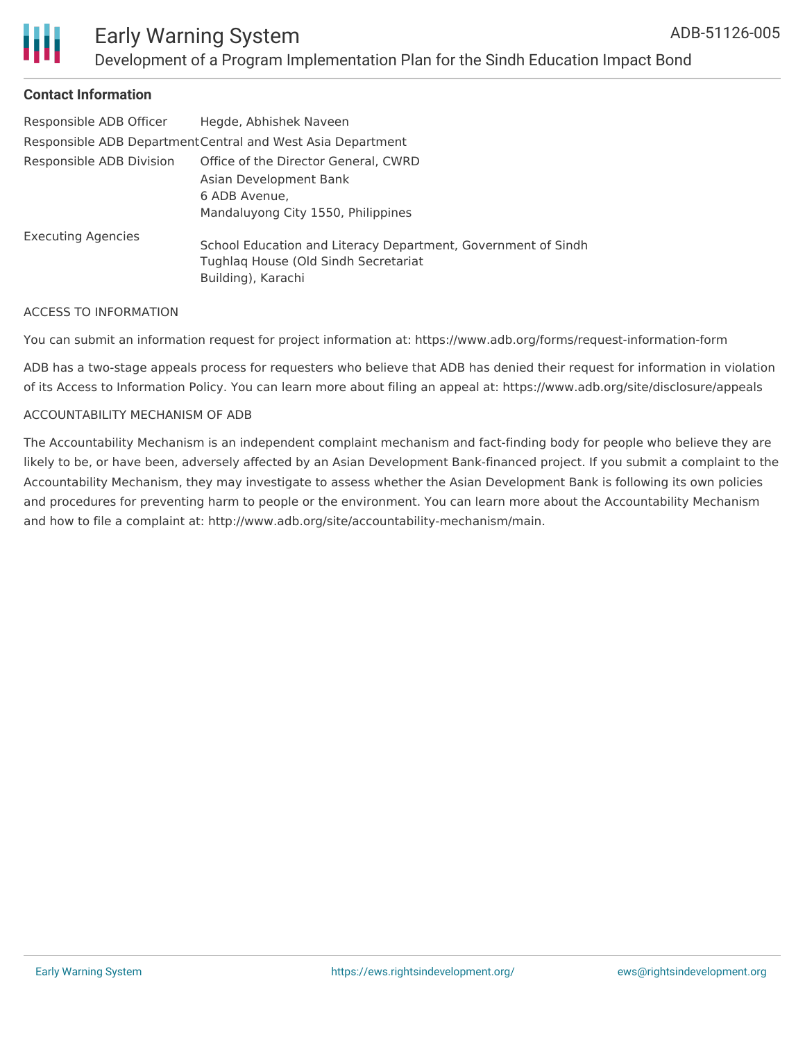## Contact Information

| | |
|---|---|
| Responsible ADB Officer | Hegde, Abhishek Naveen |
| Responsible ADB Department | Central and West Asia Department |
| Responsible ADB Division | Office of the Director General, CWRD<br>Asian Development Bank<br>6 ADB Avenue,<br>Mandaluyong City 1550, Philippines |
| Executing Agencies | School Education and Literacy Department, Government of Sindh<br>Tughlaq House (Old Sindh Secretariat Building), Karachi |

ACCESS TO INFORMATION

You can submit an information request for project information at: https://www.adb.org/forms/request-information-form

ADB has a two-stage appeals process for requesters who believe that ADB has denied their request for information in violation of its Access to Information Policy. You can learn more about filing an appeal at: https://www.adb.org/site/disclosure/appeals

ACCOUNTABILITY MECHANISM OF ADB

The Accountability Mechanism is an independent complaint mechanism and fact-finding body for people who believe they are likely to be, or have been, adversely affected by an Asian Development Bank-financed project. If you submit a complaint to the Accountability Mechanism, they may investigate to assess whether the Asian Development Bank is following its own policies and procedures for preventing harm to people or the environment. You can learn more about the Accountability Mechanism and how to file a complaint at: http://www.adb.org/site/accountability-mechanism/main.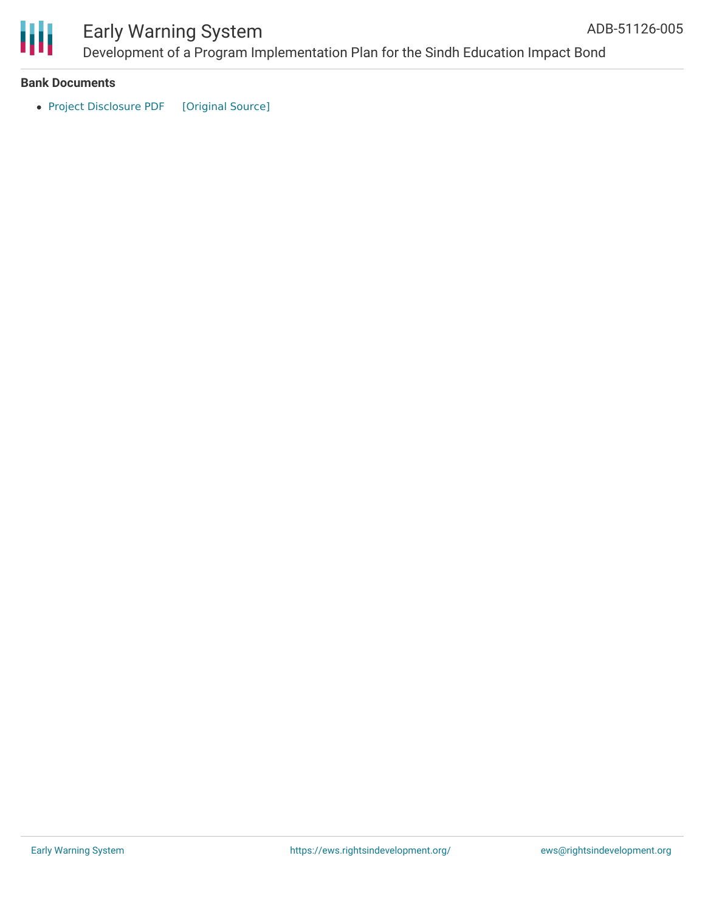## Bank Documents

- Project Disclosure PDF [Original Source]